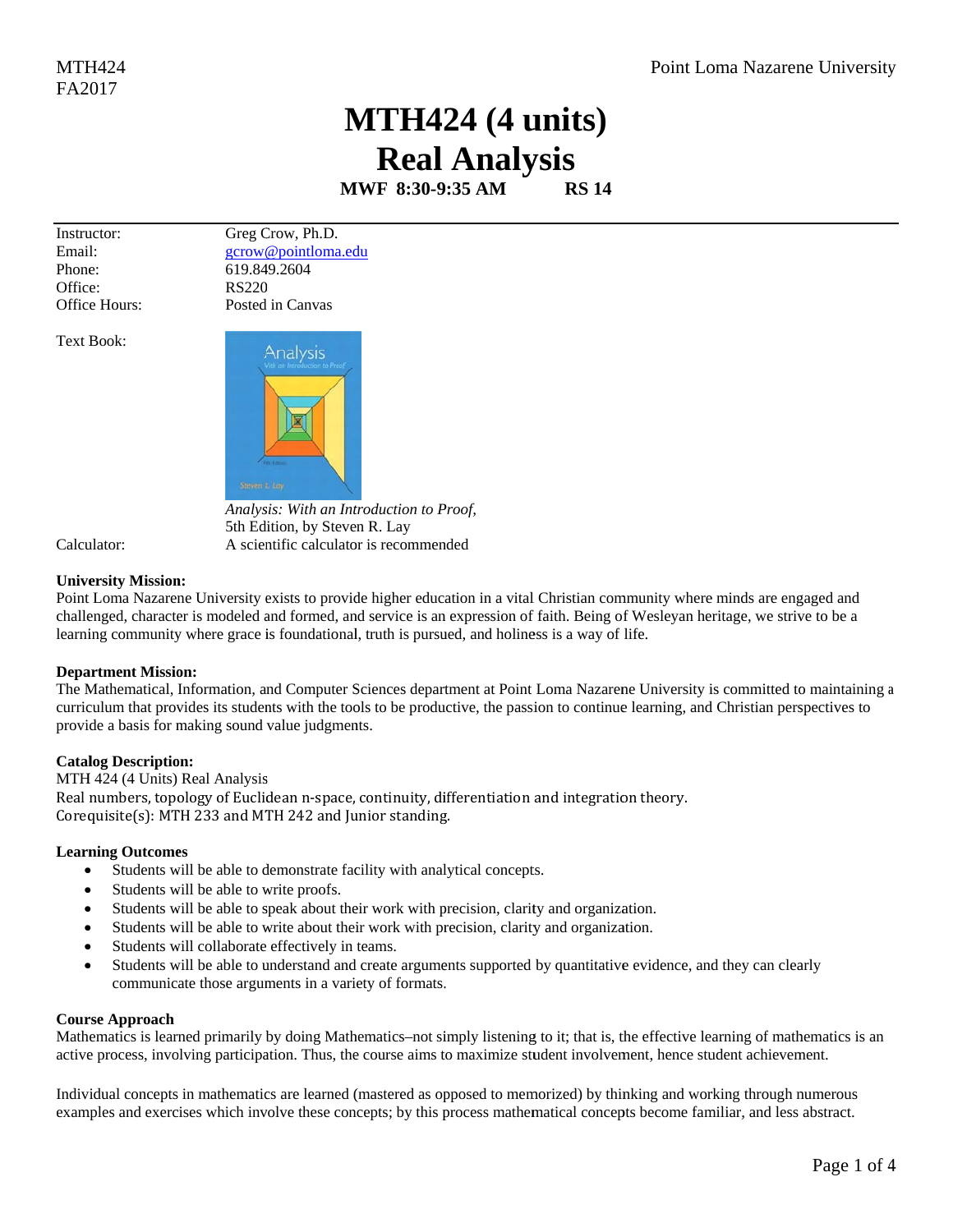MTH424
FA2017

Point Loma Nazarene University

# MTH424 (4 units)
# Real Analysis

**MWF 8:30-9:35 AM RS 14**

Instructor: Greg Crow, Ph.D.
Email: gcrow@pointloma.edu
Phone: 619.849.2604
Office: RS220
Office Hours: Posted in Canvas

Text Book: *Analysis: With an Introduction to Proof,* 5th Edition, by Steven R. Lay

Calculator: A scientific calculator is recommended

**University Mission:**
Point Loma Nazarene University exists to provide higher education in a vital Christian community where minds are engaged and challenged, character is modeled and formed, and service is an expression of faith. Being of Wesleyan heritage, we strive to be a learning community where grace is foundational, truth is pursued, and holiness is a way of life.

**Department Mission:**
The Mathematical, Information, and Computer Sciences department at Point Loma Nazarene University is committed to maintaining a curriculum that provides its students with the tools to be productive, the passion to continue learning, and Christian perspectives to provide a basis for making sound value judgments.

**Catalog Description:**
MTH 424 (4 Units) Real Analysis
Real numbers, topology of Euclidean n-space, continuity, differentiation and integration theory.
Corequisite(s): MTH 233 and MTH 242 and Junior standing.

**Learning Outcomes**

- Students will be able to demonstrate facility with analytical concepts.
- Students will be able to write proofs.
- Students will be able to speak about their work with precision, clarity and organization.
- Students will be able to write about their work with precision, clarity and organization.
- Students will collaborate effectively in teams.
- Students will be able to understand and create arguments supported by quantitative evidence, and they can clearly communicate those arguments in a variety of formats.

**Course Approach**
Mathematics is learned primarily by doing Mathematics–not simply listening to it; that is, the effective learning of mathematics is an active process, involving participation. Thus, the course aims to maximize student involvement, hence student achievement.

Individual concepts in mathematics are learned (mastered as opposed to memorized) by thinking and working through numerous examples and exercises which involve these concepts; by this process mathematical concepts become familiar, and less abstract.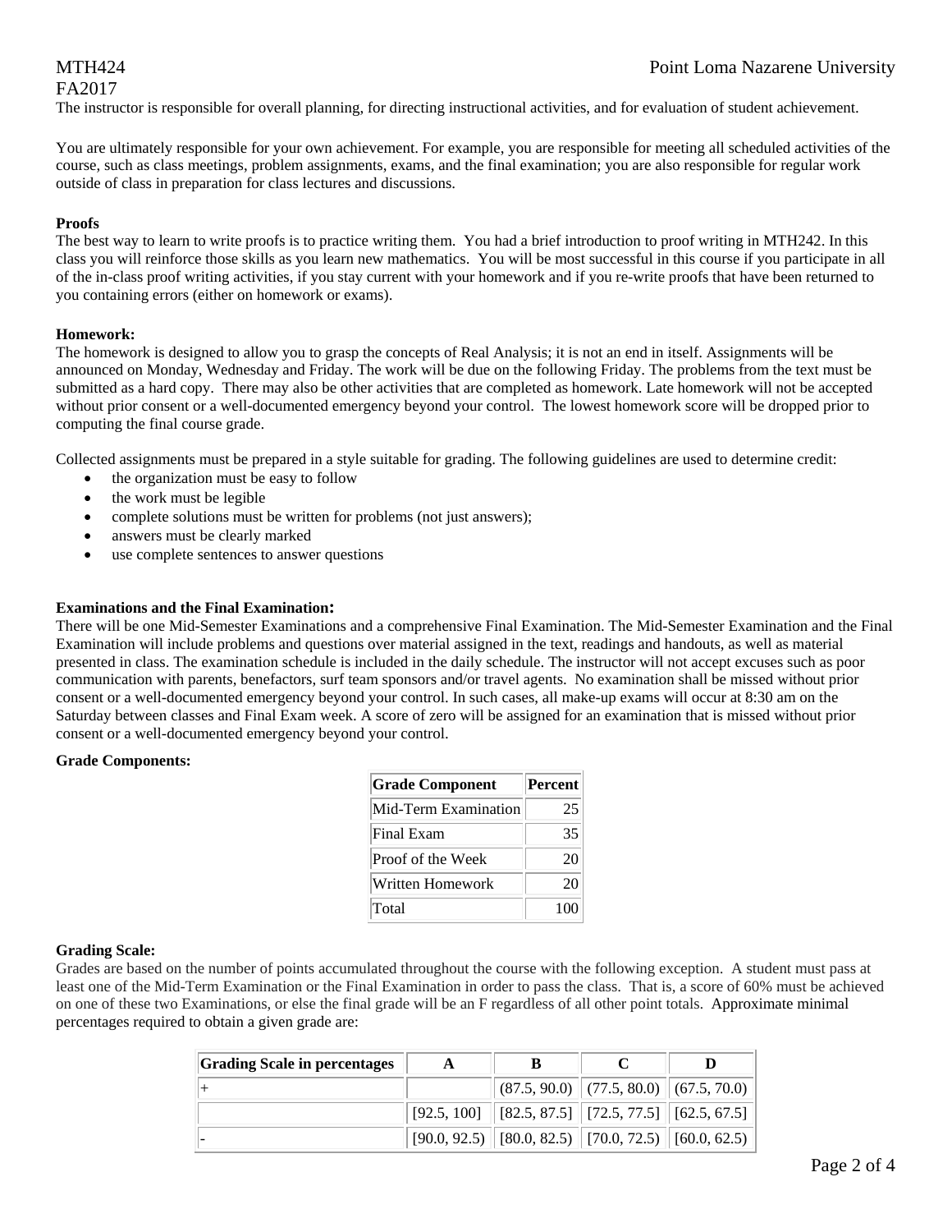The instructor is responsible for overall planning, for directing instructional activities, and for evaluation of student achievement.

You are ultimately responsible for your own achievement. For example, you are responsible for meeting all scheduled activities of the course, such as class meetings, problem assignments, exams, and the final examination; you are also responsible for regular work outside of class in preparation for class lectures and discussions.

**Proofs**

The best way to learn to write proofs is to practice writing them. You had a brief introduction to proof writing in MTH242. In this class you will reinforce those skills as you learn new mathematics. You will be most successful in this course if you participate in all of the in-class proof writing activities, if you stay current with your homework and if you re-write proofs that have been returned to you containing errors (either on homework or exams).

**Homework:**

The homework is designed to allow you to grasp the concepts of Real Analysis; it is not an end in itself. Assignments will be announced on Monday, Wednesday and Friday. The work will be due on the following Friday. The problems from the text must be submitted as a hard copy. There may also be other activities that are completed as homework. Late homework will not be accepted without prior consent or a well-documented emergency beyond your control. The lowest homework score will be dropped prior to computing the final course grade.

Collected assignments must be prepared in a style suitable for grading. The following guidelines are used to determine credit:

- the organization must be easy to follow
- the work must be legible
- complete solutions must be written for problems (not just answers);
- answers must be clearly marked
- use complete sentences to answer questions

**Examinations and the Final Examination:**

There will be one Mid-Semester Examinations and a comprehensive Final Examination. The Mid-Semester Examination and the Final Examination will include problems and questions over material assigned in the text, readings and handouts, as well as material presented in class. The examination schedule is included in the daily schedule. The instructor will not accept excuses such as poor communication with parents, benefactors, surf team sponsors and/or travel agents. No examination shall be missed without prior consent or a well-documented emergency beyond your control. In such cases, all make-up exams will occur at 8:30 am on the Saturday between classes and Final Exam week. A score of zero will be assigned for an examination that is missed without prior consent or a well-documented emergency beyond your control.

**Grade Components:**

| Grade Component | Percent |
|---|---|
| Mid-Term Examination | 25 |
| Final Exam | 35 |
| Proof of the Week | 20 |
| Written Homework | 20 |
| Total | 100 |

**Grading Scale:**

Grades are based on the number of points accumulated throughout the course with the following exception. A student must pass at least one of the Mid-Term Examination or the Final Examination in order to pass the class. That is, a score of 60% must be achieved on one of these two Examinations, or else the final grade will be an F regardless of all other point totals. Approximate minimal percentages required to obtain a given grade are:

| Grading Scale in percentages | A | B | C | D |
|---|---|---|---|---|
| + | | (87.5, 90.0) | (77.5, 80.0) | (67.5, 70.0) |
| | [92.5, 100] | [82.5, 87.5] | [72.5, 77.5] | [62.5, 67.5] |
| - | [90.0, 92.5) | [80.0, 82.5) | [70.0, 72.5) | [60.0, 62.5) |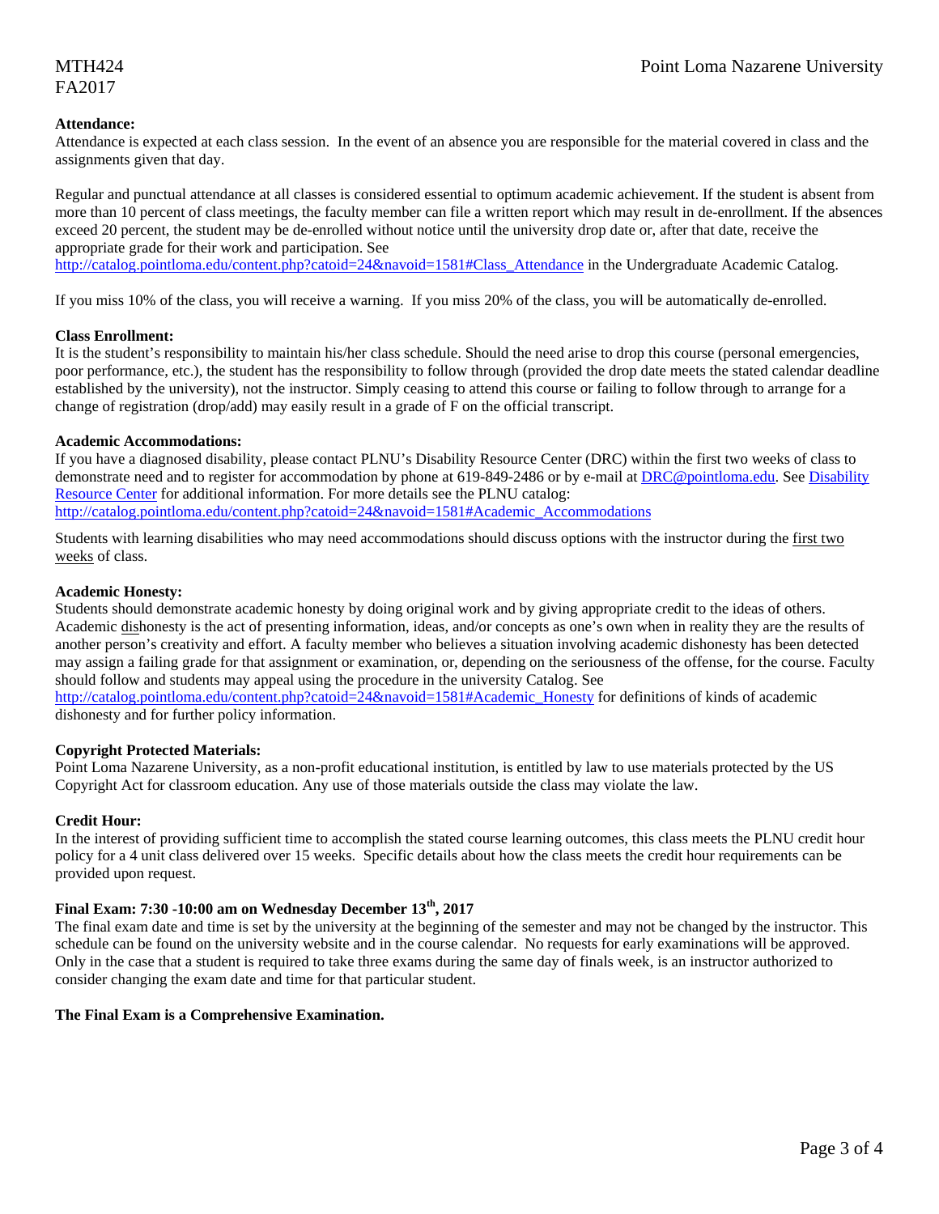**Attendance:**
Attendance is expected at each class session. In the event of an absence you are responsible for the material covered in class and the assignments given that day.

Regular and punctual attendance at all classes is considered essential to optimum academic achievement. If the student is absent from more than 10 percent of class meetings, the faculty member can file a written report which may result in de-enrollment. If the absences exceed 20 percent, the student may be de-enrolled without notice until the university drop date or, after that date, receive the appropriate grade for their work and participation. See http://catalog.pointloma.edu/content.php?catoid=24&navoid=1581#Class_Attendance in the Undergraduate Academic Catalog.

If you miss 10% of the class, you will receive a warning. If you miss 20% of the class, you will be automatically de-enrolled.

**Class Enrollment:**
It is the student's responsibility to maintain his/her class schedule. Should the need arise to drop this course (personal emergencies, poor performance, etc.), the student has the responsibility to follow through (provided the drop date meets the stated calendar deadline established by the university), not the instructor. Simply ceasing to attend this course or failing to follow through to arrange for a change of registration (drop/add) may easily result in a grade of F on the official transcript.

**Academic Accommodations:**
If you have a diagnosed disability, please contact PLNU's Disability Resource Center (DRC) within the first two weeks of class to demonstrate need and to register for accommodation by phone at 619-849-2486 or by e-mail at DRC@pointloma.edu. See Disability Resource Center for additional information. For more details see the PLNU catalog: http://catalog.pointloma.edu/content.php?catoid=24&navoid=1581#Academic_Accommodations

Students with learning disabilities who may need accommodations should discuss options with the instructor during the first two weeks of class.

**Academic Honesty:**
Students should demonstrate academic honesty by doing original work and by giving appropriate credit to the ideas of others. Academic dishonesty is the act of presenting information, ideas, and/or concepts as one's own when in reality they are the results of another person's creativity and effort. A faculty member who believes a situation involving academic dishonesty has been detected may assign a failing grade for that assignment or examination, or, depending on the seriousness of the offense, for the course. Faculty should follow and students may appeal using the procedure in the university Catalog. See http://catalog.pointloma.edu/content.php?catoid=24&navoid=1581#Academic_Honesty for definitions of kinds of academic dishonesty and for further policy information.

**Copyright Protected Materials:**
Point Loma Nazarene University, as a non-profit educational institution, is entitled by law to use materials protected by the US Copyright Act for classroom education. Any use of those materials outside the class may violate the law.

**Credit Hour:**
In the interest of providing sufficient time to accomplish the stated course learning outcomes, this class meets the PLNU credit hour policy for a 4 unit class delivered over 15 weeks. Specific details about how the class meets the credit hour requirements can be provided upon request.

**Final Exam: 7:30 -10:00 am on Wednesday December 13th, 2017**
The final exam date and time is set by the university at the beginning of the semester and may not be changed by the instructor. This schedule can be found on the university website and in the course calendar. No requests for early examinations will be approved. Only in the case that a student is required to take three exams during the same day of finals week, is an instructor authorized to consider changing the exam date and time for that particular student.

**The Final Exam is a Comprehensive Examination.**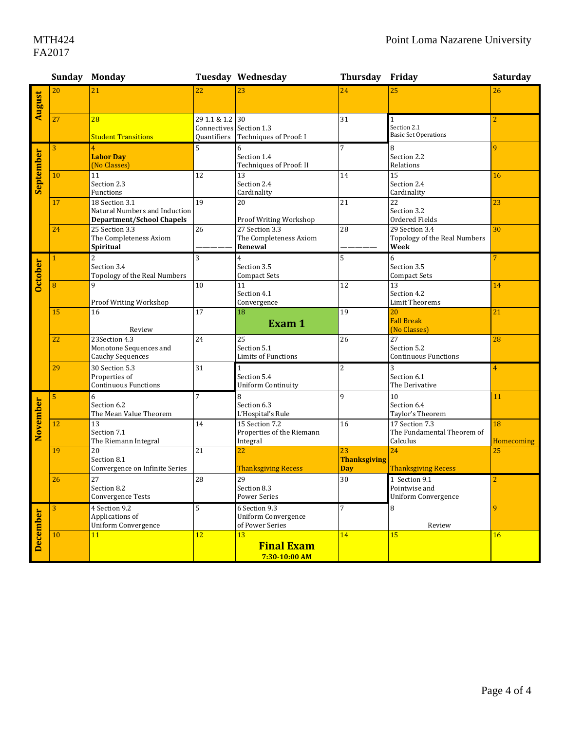MTH424
FA2017

Point Loma Nazarene University

| | Sunday | Monday | Tuesday | Wednesday | Thursday | Friday | Saturday |
|---|---|---|---|---|---|---|---|
| **August** | 20 | 21 | 22 | 23 | 24 | 25 | 26 |
| | 27 | 28 Student Transitions | 29 1.1 & 1.2 Connectives Quantifiers | 30 Section 1.3 Techniques of Proof: I | 31 | 1 Section 2.1 Basic Set Operations | 2 |
| **September** | 3 | 4 **Labor Day** (No Classes) | 5 | 6 Section 1.4 Techniques of Proof: II | 7 | 8 Section 2.2 Relations | 9 |
| | 10 | 11 Section 2.3 Functions | 12 | 13 Section 2.4 Cardinality | 14 | 15 Section 2.4 Cardinality | 16 |
| | 17 | 18 Section 3.1 Natural Numbers and Induction **Department/School Chapels** | 19 | 20 Proof Writing Workshop | 21 | 22 Section 3.2 Ordered Fields | 23 |
| | 24 | 25 Section 3.3 The Completeness Axiom **Spiritual** | 26 ——— | 27 Section 3.3 The Completeness Axiom **Renewal** | 28 ——— | 29 Section 3.4 Topology of the Real Numbers **Week** | 30 |
| **October** | 1 | 2 Section 3.4 Topology of the Real Numbers | 3 | 4 Section 3.5 Compact Sets | 5 | 6 Section 3.5 Compact Sets | 7 |
| | 8 | 9 Proof Writing Workshop | 10 | 11 Section 4.1 Convergence | 12 | 13 Section 4.2 Limit Theorems | 14 |
| | 15 | 16 Review | 17 | 18 **Exam 1** | 19 | 20 Fall Break (No Classes) | 21 |
| | 22 | 23Section 4.3 Monotone Sequences and Cauchy Sequences | 24 | 25 Section 5.1 Limits of Functions | 26 | 27 Section 5.2 Continuous Functions | 28 |
| | 29 | 30 Section 5.3 Properties of Continuous Functions | 31 | 1 Section 5.4 Uniform Continuity | 2 | 3 Section 6.1 The Derivative | 4 |
| **November** | 5 | 6 Section 6.2 The Mean Value Theorem | 7 | 8 Section 6.3 L'Hospital's Rule | 9 | 10 Section 6.4 Taylor's Theorem | 11 |
| | 12 | 13 Section 7.1 The Riemann Integral | 14 | 15 Section 7.2 Properties of the Riemann Integral | 16 | 17 Section 7.3 The Fundamental Theorem of Calculus | 18 Homecoming |
| | 19 | 20 Section 8.1 Convergence on Infinite Series | 21 | 22 Thanksgiving Recess | 23 **Thanksgiving Day** | 24 Thanksgiving Recess | 25 |
| | 26 | 27 Section 8.2 Convergence Tests | 28 | 29 Section 8.3 Power Series | 30 | 1 Section 9.1 Pointwise and Uniform Convergence | 2 |
| **December** | 3 | 4 Section 9.2 Applications of Uniform Convergence | 5 | 6 Section 9.3 Uniform Convergence of Power Series | 7 | 8 Review | 9 |
| | 10 | 11 | 12 | 13 **Final Exam** **7:30-10:00 AM** | 14 | 15 | 16 |